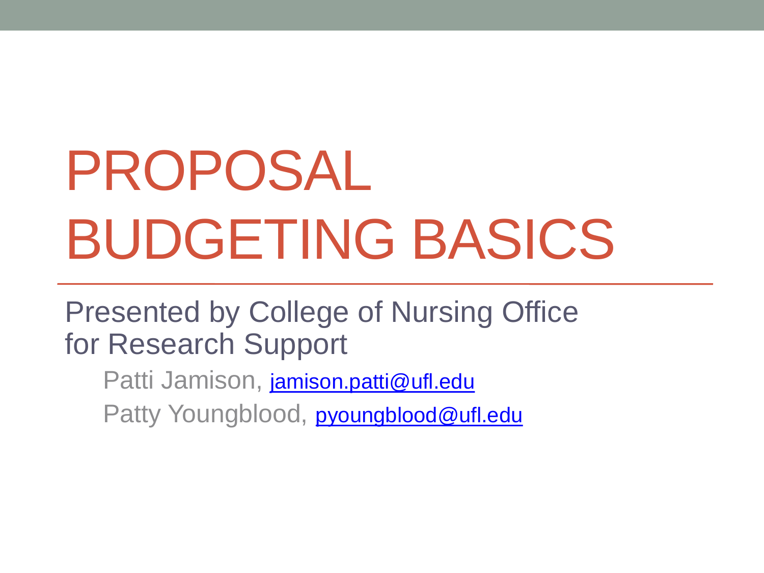# PROPOSAL BUDGETING BASICS

Presented by College of Nursing Office for Research Support

Patti Jamison, jamison.patti@ufl.edu

Patty Youngblood, pyoungblood@ufl.edu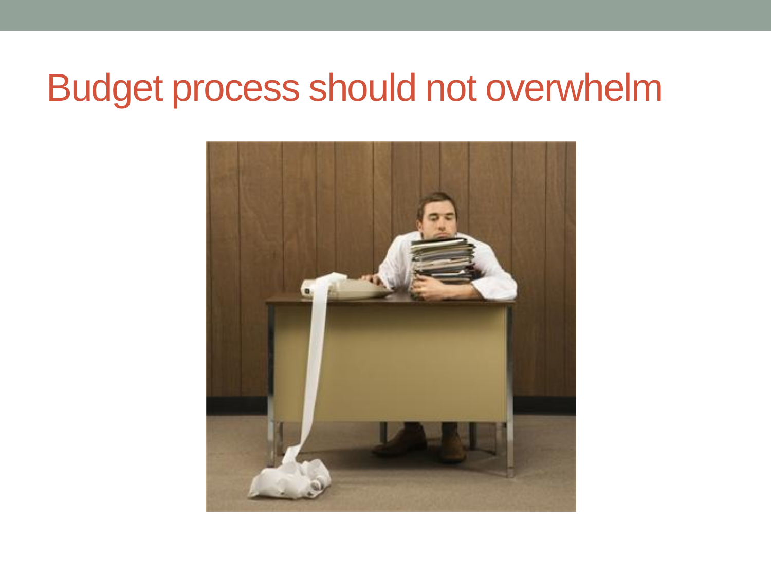# Budget process should not overwhelm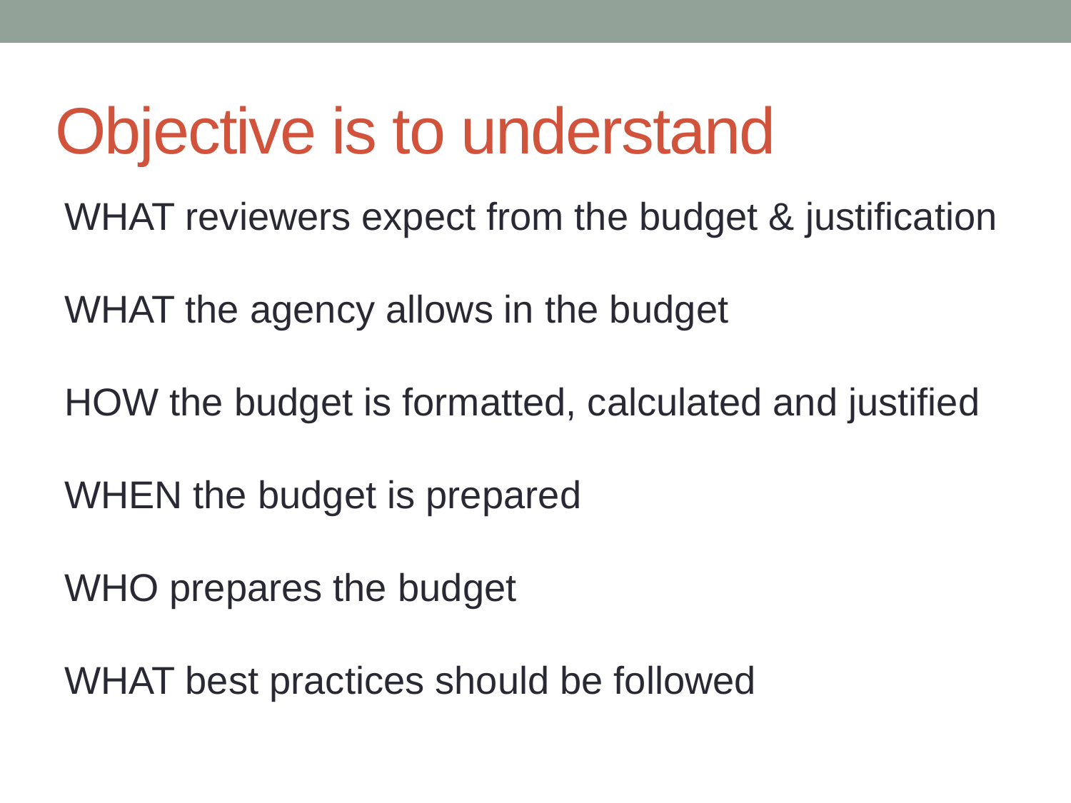# Objective is to understand

WHAT reviewers expect from the budget & justification

WHAT the agency allows in the budget

HOW the budget is formatted, calculated and justified

WHEN the budget is prepared

WHO prepares the budget

WHAT best practices should be followed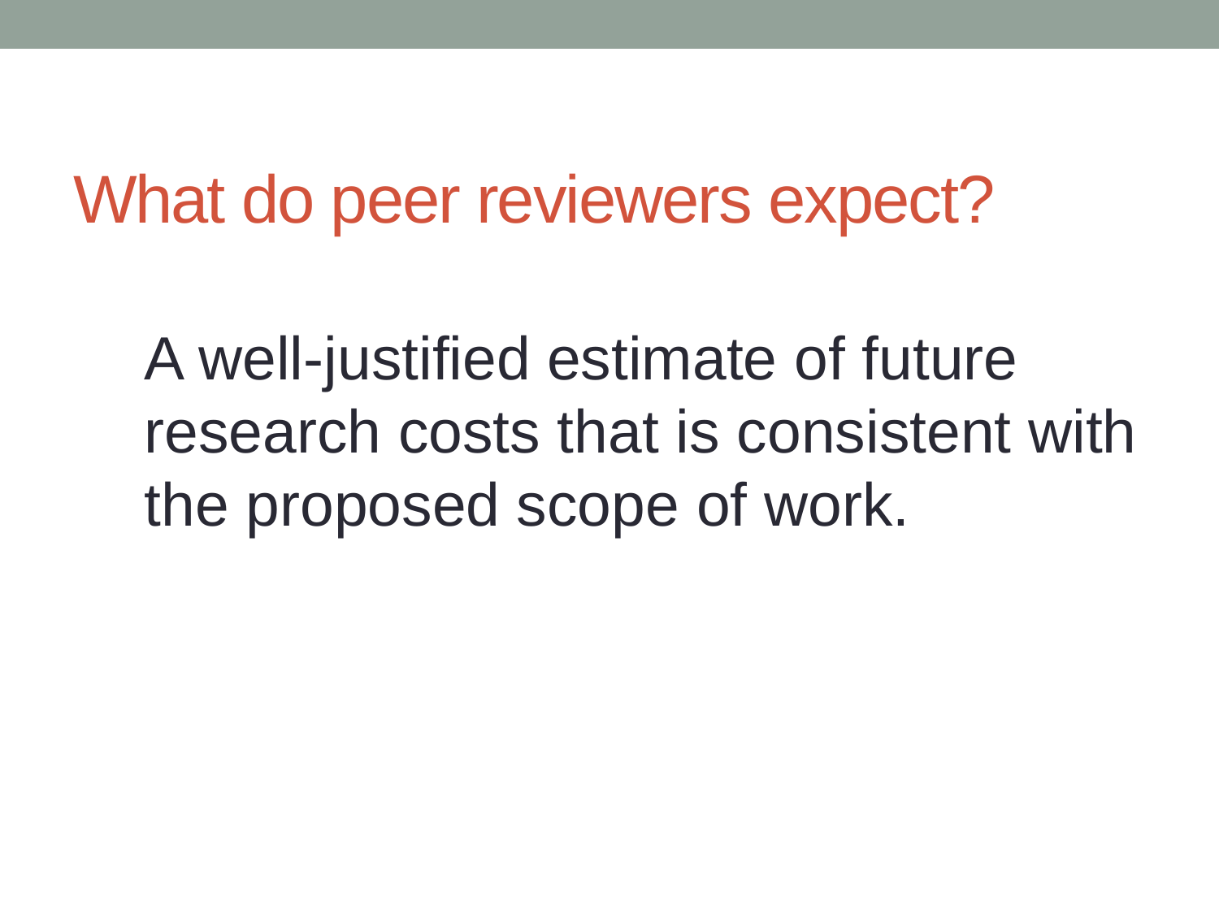# What do peer reviewers expect?

A well-justified estimate of future research costs that is consistent with the proposed scope of work.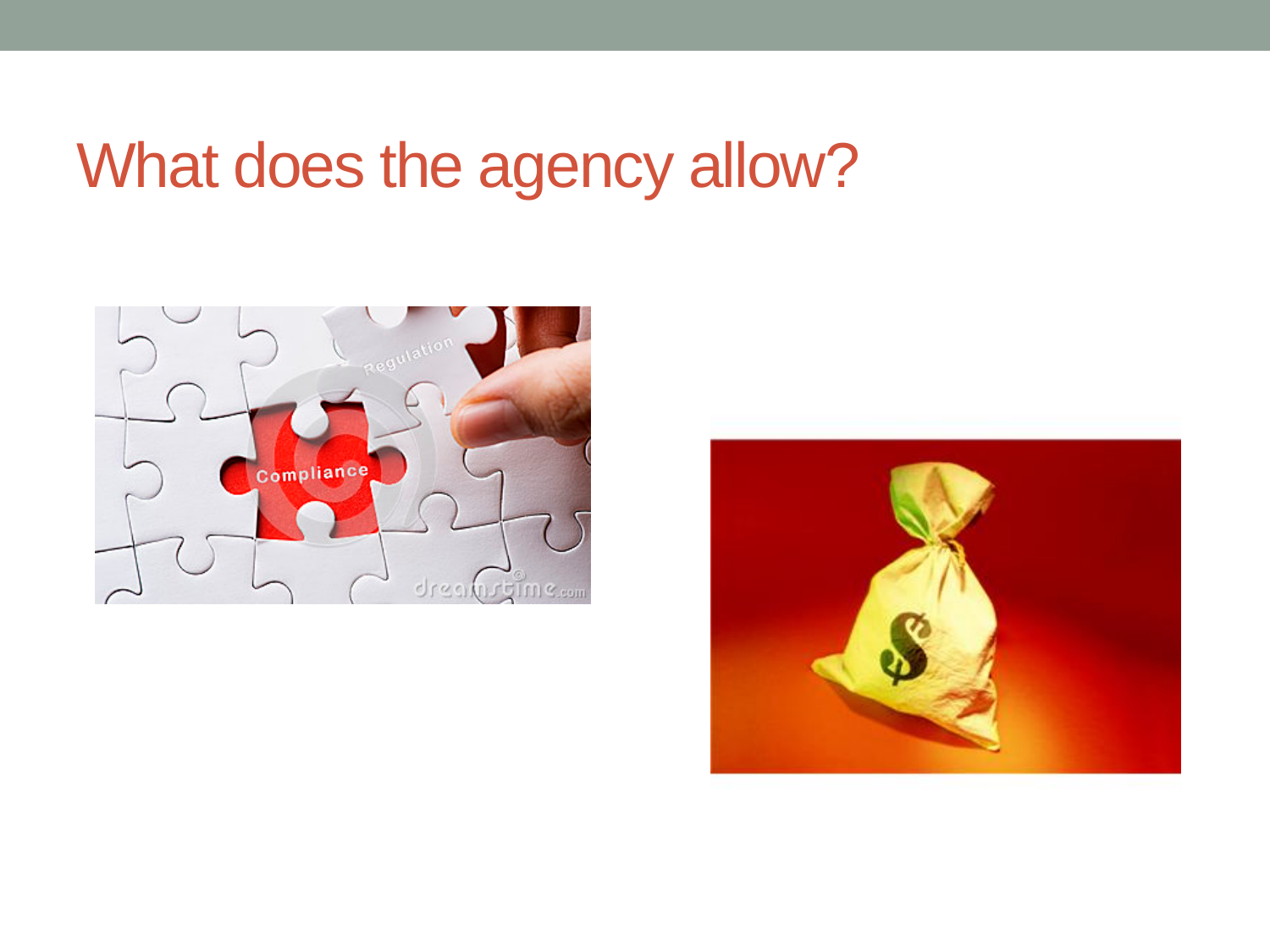# What does the agency allow?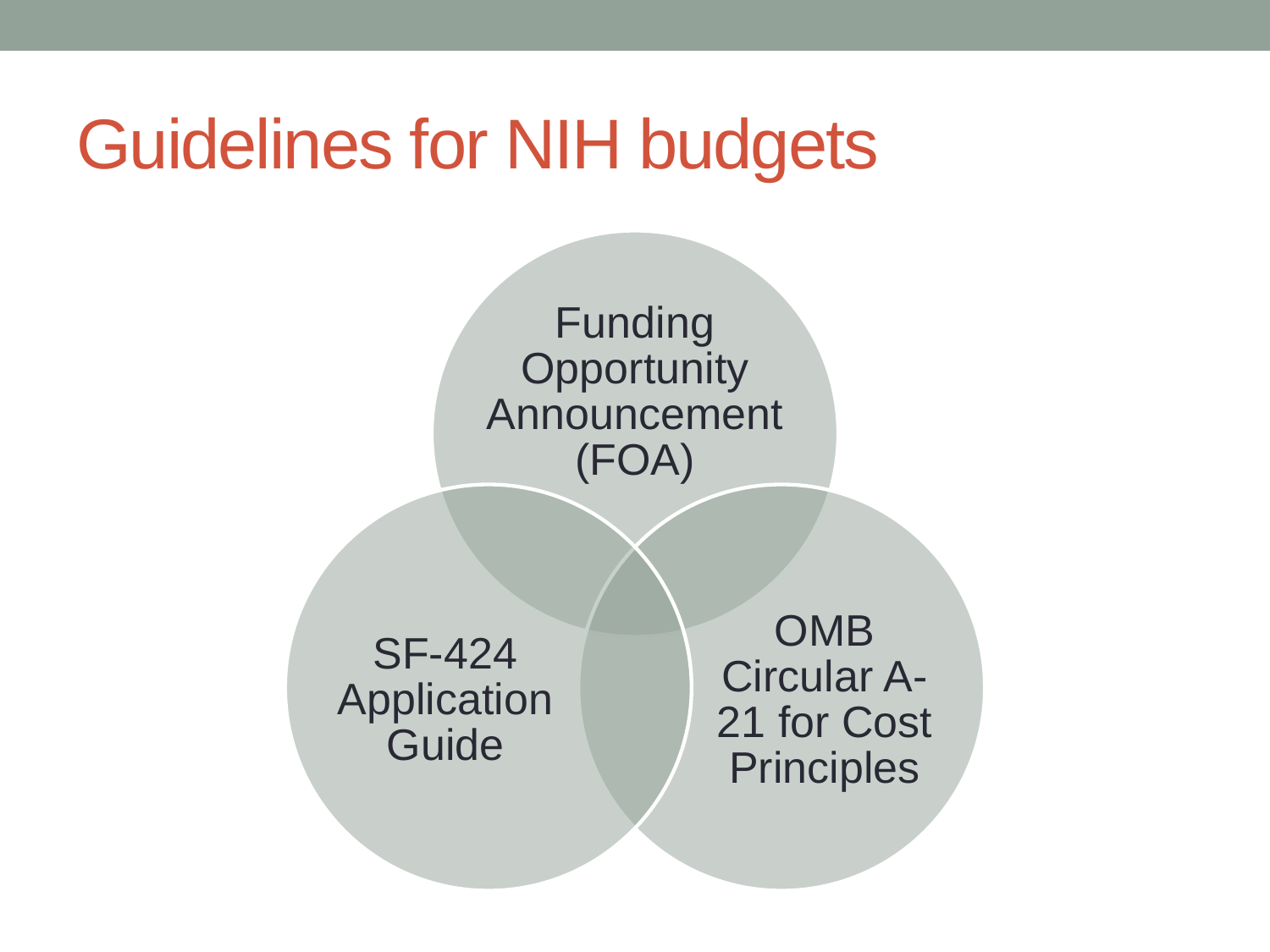# Guidelines for NIH budgets

Funding Opportunity Announcement (FOA)

SF-424 Application Guide

OMB Circular A-21 for Cost Principles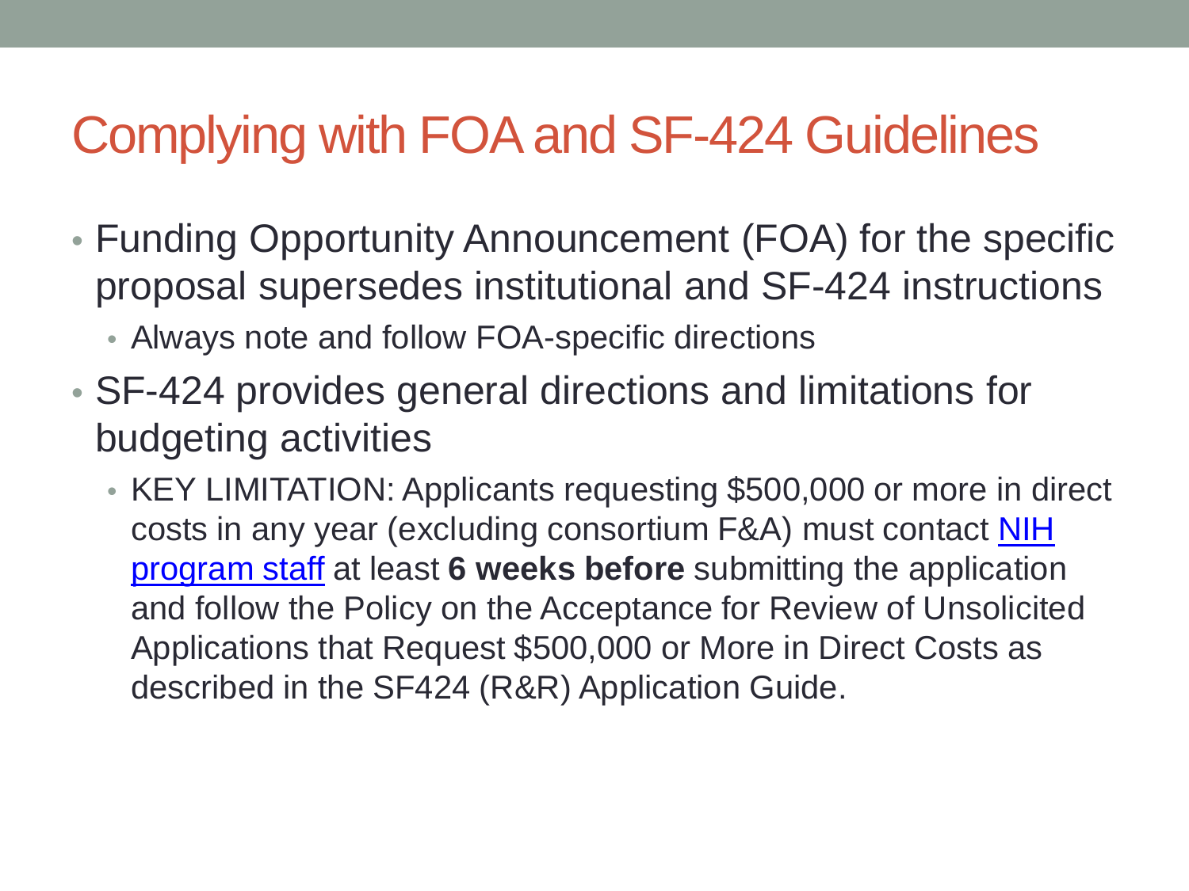# Complying with FOA and SF-424 Guidelines

- Funding Opportunity Announcement (FOA) for the specific proposal supersedes institutional and SF-424 instructions
  - Always note and follow FOA-specific directions
- SF-424 provides general directions and limitations for budgeting activities
  - KEY LIMITATION: Applicants requesting $500,000 or more in direct costs in any year (excluding consortium F&A) must contact NIH program staff at least **6 weeks before** submitting the application and follow the Policy on the Acceptance for Review of Unsolicited Applications that Request $500,000 or More in Direct Costs as described in the SF424 (R&R) Application Guide.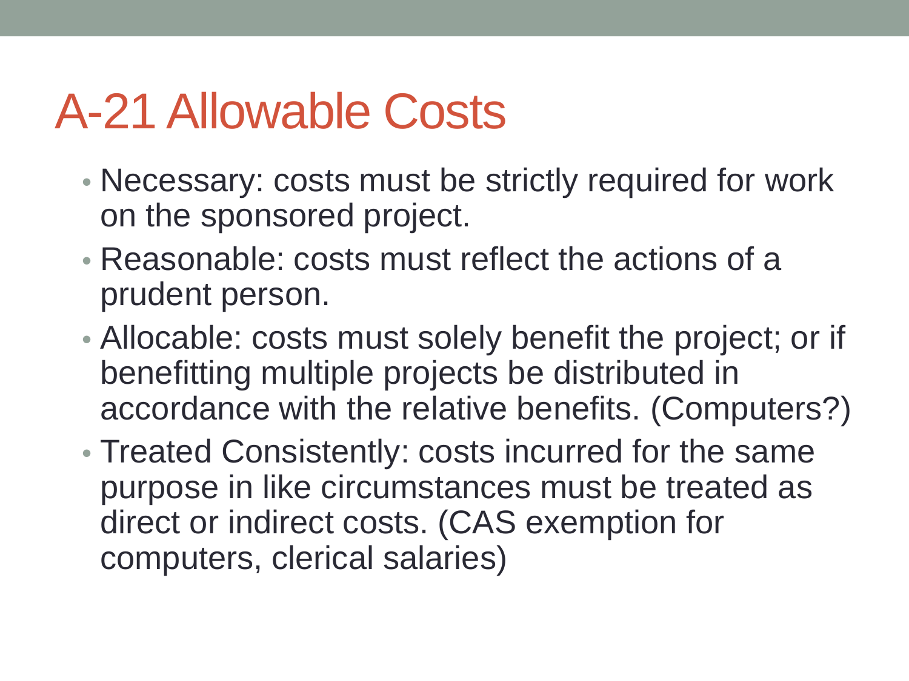# A-21 Allowable Costs

- Necessary: costs must be strictly required for work on the sponsored project.
- Reasonable: costs must reflect the actions of a prudent person.
- Allocable: costs must solely benefit the project; or if benefitting multiple projects be distributed in accordance with the relative benefits. (Computers?)
- Treated Consistently: costs incurred for the same purpose in like circumstances must be treated as direct or indirect costs. (CAS exemption for computers, clerical salaries)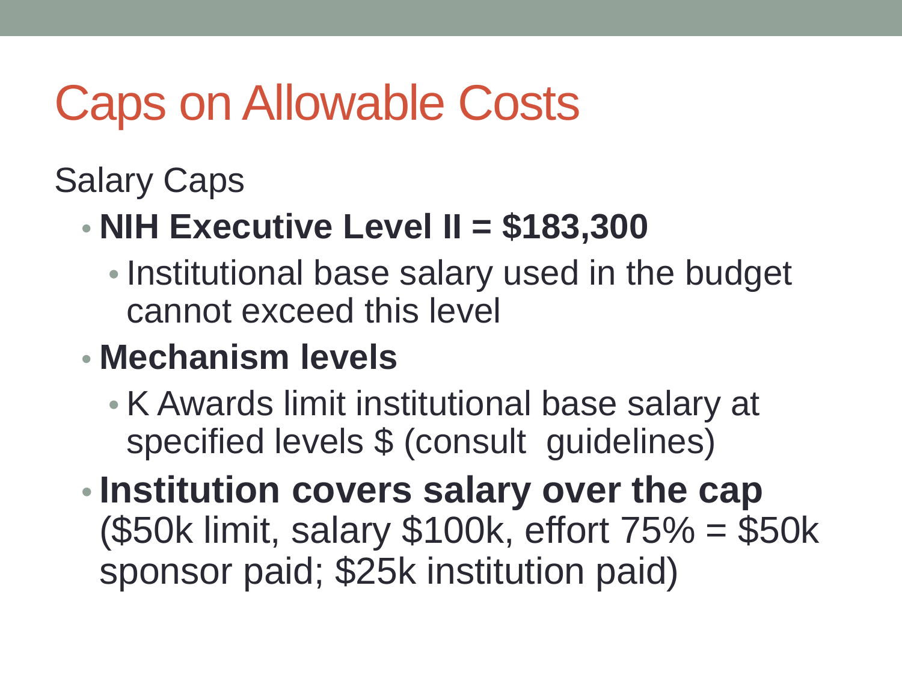# Caps on Allowable Costs

Salary Caps

- **NIH Executive Level II = $183,300**
  - Institutional base salary used in the budget cannot exceed this level
- **Mechanism levels**
  - K Awards limit institutional base salary at specified levels $ (consult guidelines)
- **Institution covers salary over the cap** ($50k limit, salary $100k, effort 75% = $50k sponsor paid; $25k institution paid)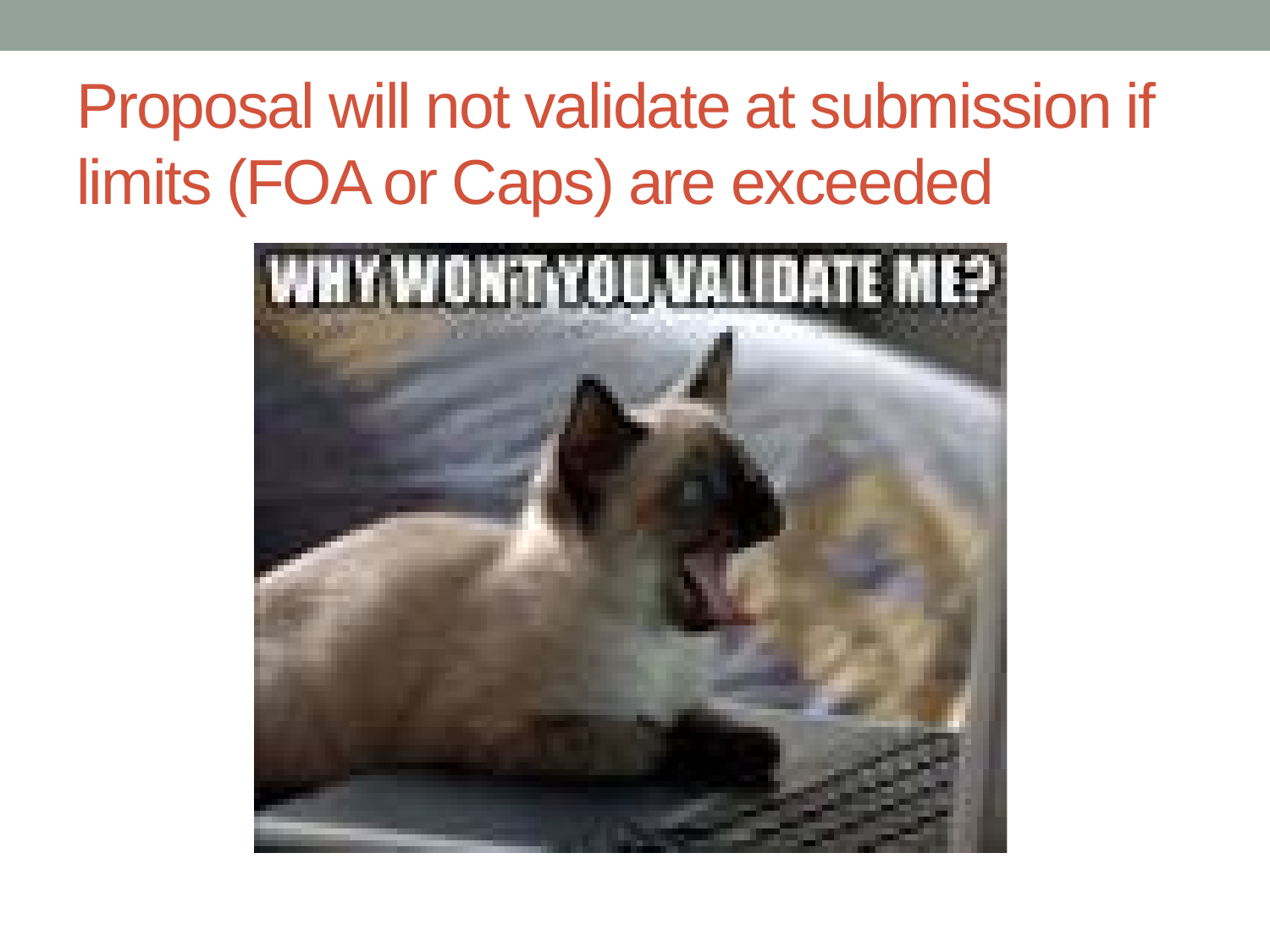# Proposal will not validate at submission if limits (FOA or Caps) are exceeded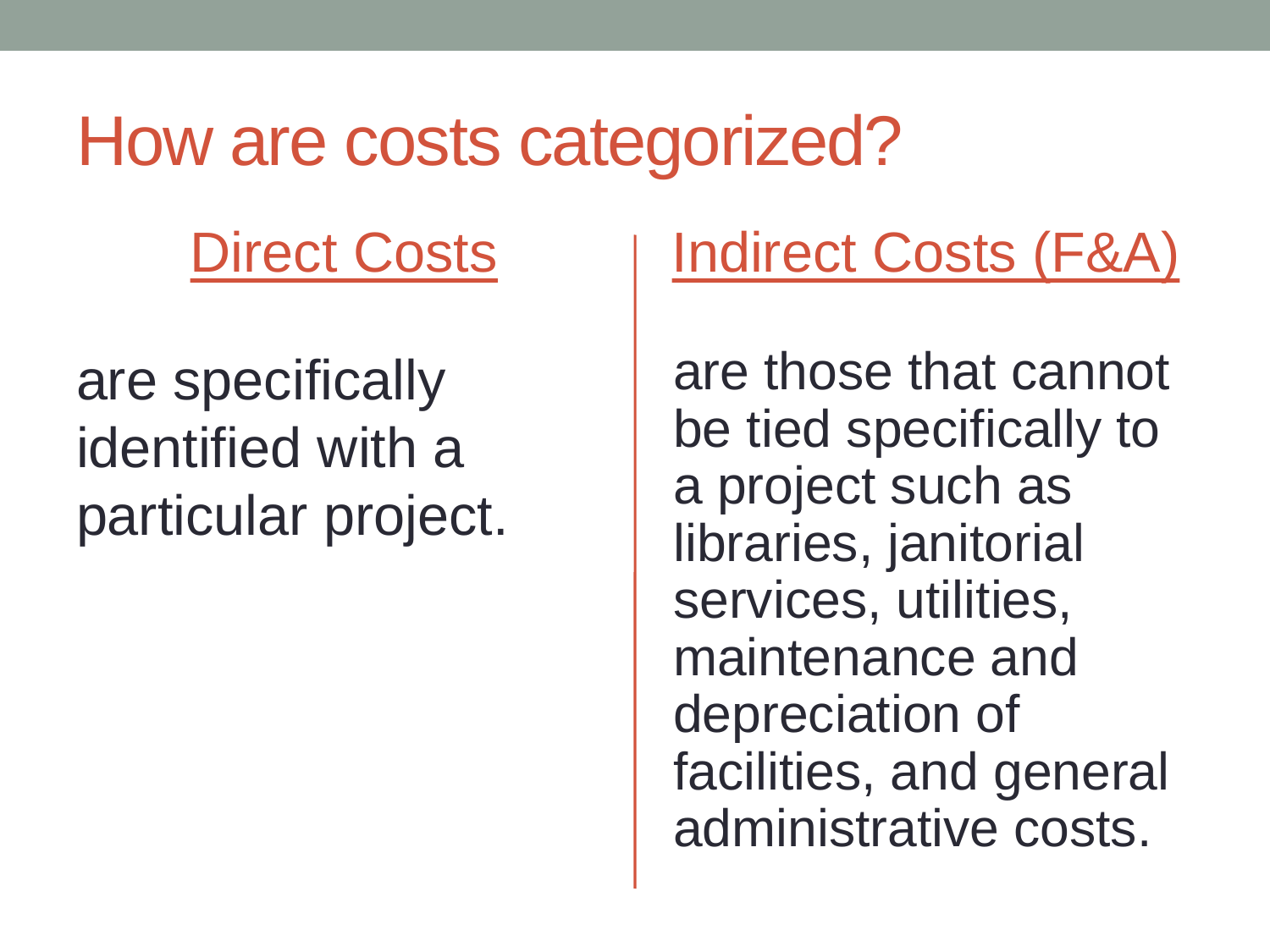# How are costs categorized?

## Direct Costs

are specifically identified with a particular project.

## Indirect Costs (F&A)

are those that cannot be tied specifically to a project such as libraries, janitorial services, utilities, maintenance and depreciation of facilities, and general administrative costs.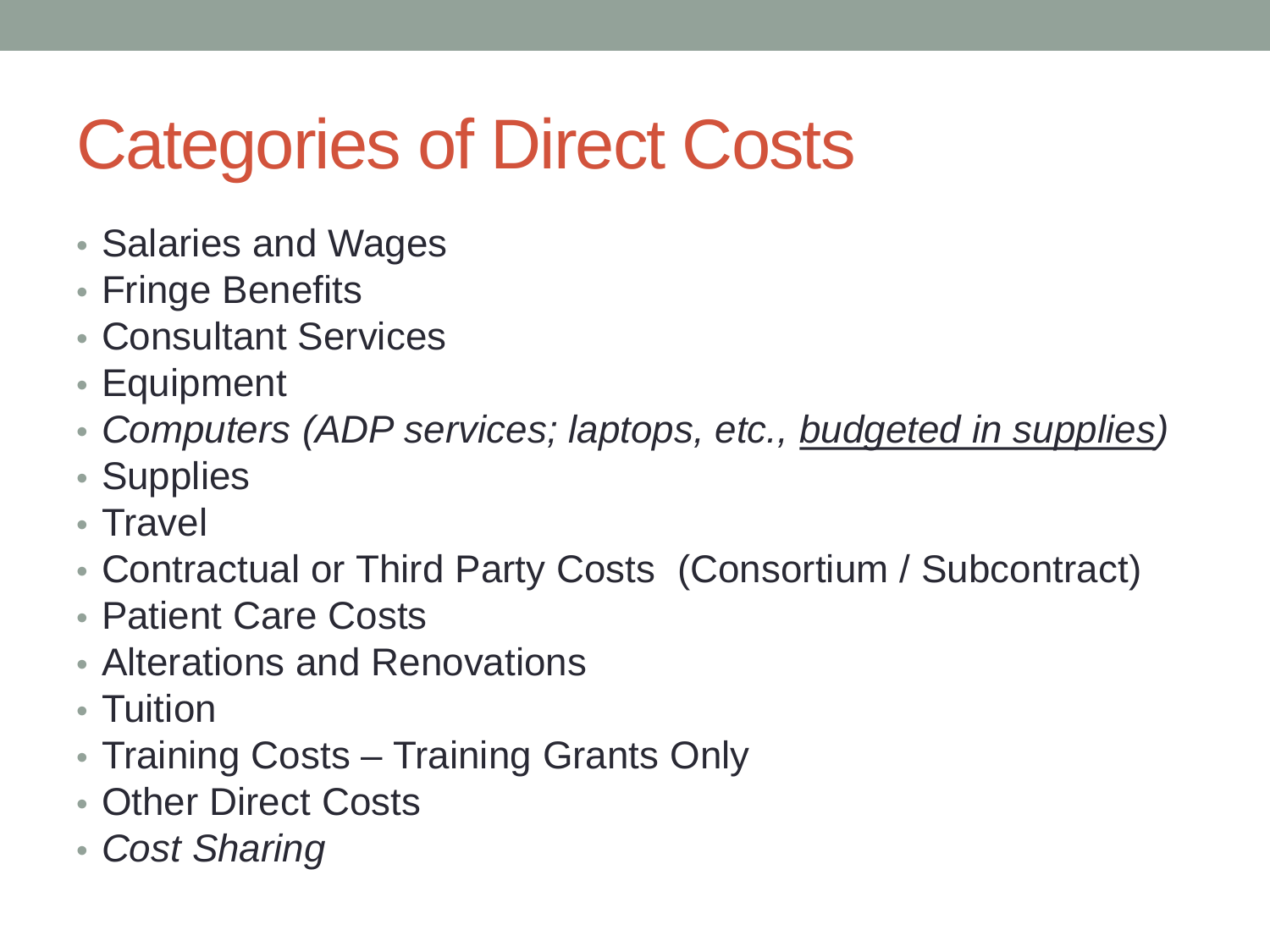# Categories of Direct Costs

- Salaries and Wages
- Fringe Benefits
- Consultant Services
- Equipment
- *Computers (ADP services; laptops, etc., <u>budgeted in supplies</u>)*
- Supplies
- Travel
- Contractual or Third Party Costs  (Consortium / Subcontract)
- Patient Care Costs
- Alterations and Renovations
- Tuition
- Training Costs – Training Grants Only
- Other Direct Costs
- *Cost Sharing*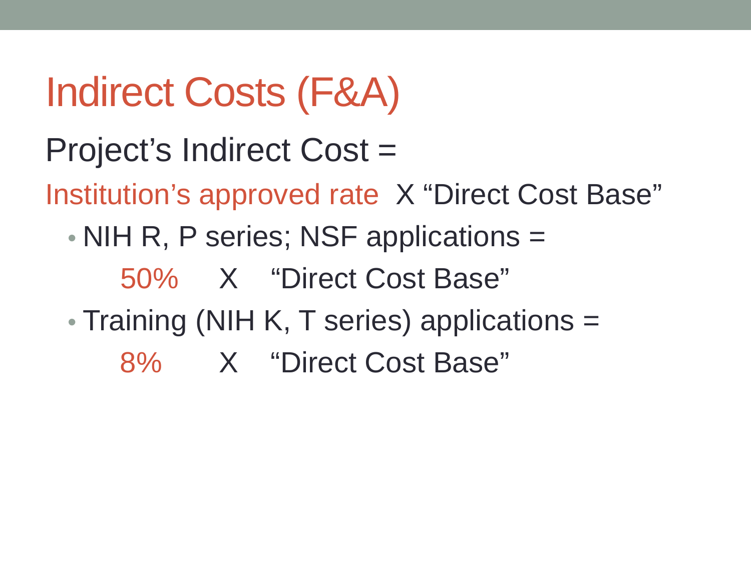# Indirect Costs (F&A)

Project's Indirect Cost =

Institution's approved rate X "Direct Cost Base"

- NIH R, P series; NSF applications =

  50% X "Direct Cost Base"

- Training (NIH K, T series) applications =

  8% X "Direct Cost Base"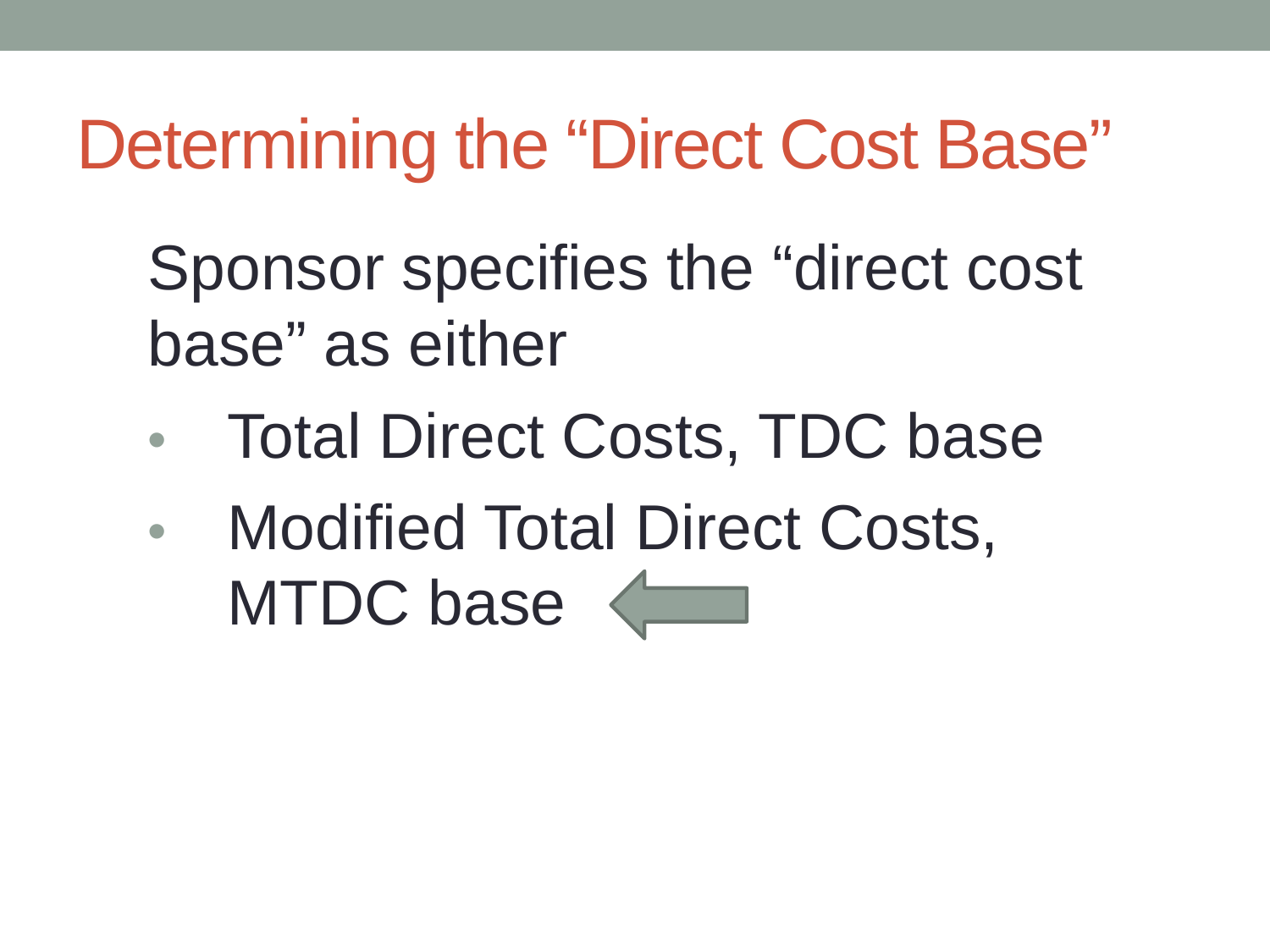# Determining the "Direct Cost Base"

Sponsor specifies the "direct cost base" as either

- Total Direct Costs, TDC base
- Modified Total Direct Costs, MTDC base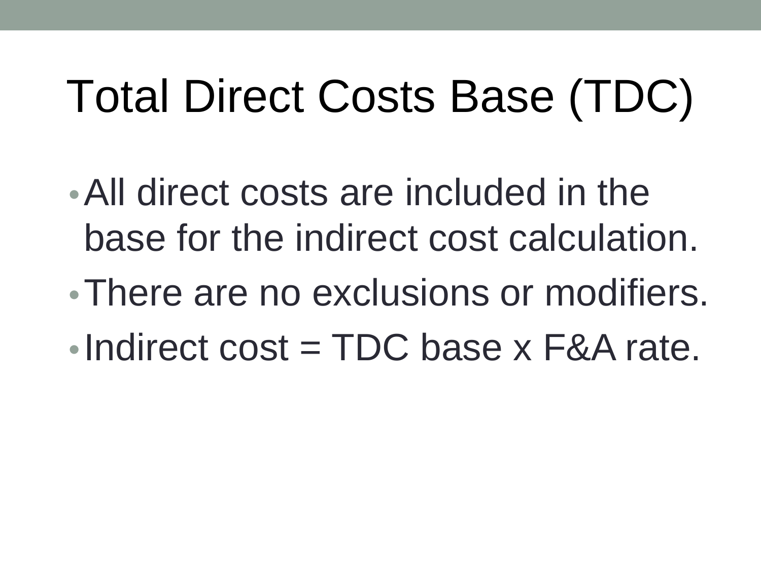# Total Direct Costs Base (TDC)

- All direct costs are included in the base for the indirect cost calculation.
- There are no exclusions or modifiers.
- Indirect cost = TDC base x F&A rate.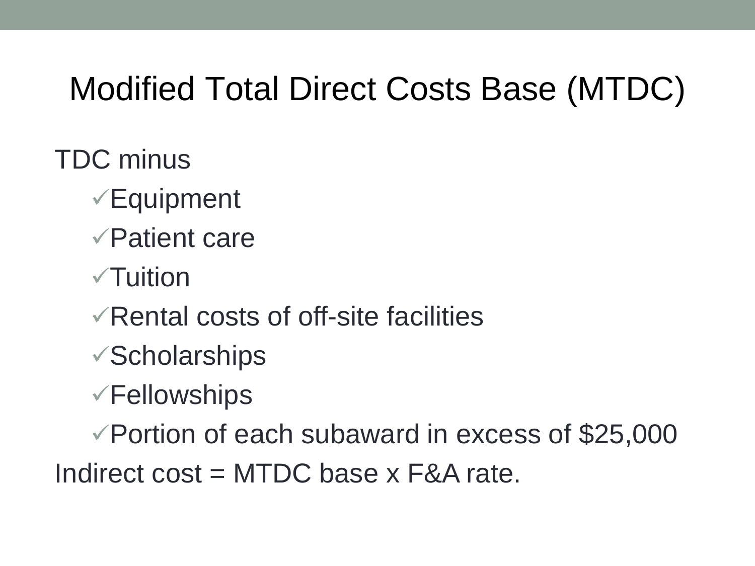# Modified Total Direct Costs Base (MTDC)

TDC minus

- ✓Equipment
- ✓Patient care
- ✓Tuition
- ✓Rental costs of off-site facilities
- ✓Scholarships
- ✓Fellowships
- ✓Portion of each subaward in excess of $25,000

Indirect cost = MTDC base x F&A rate.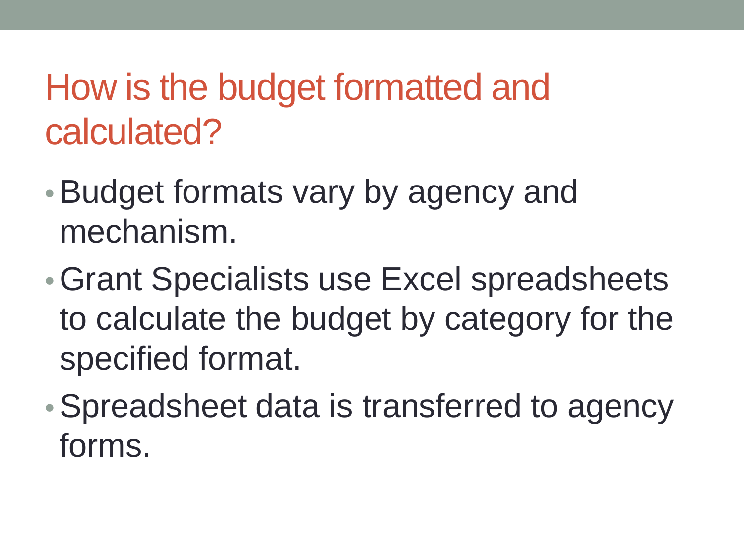# How is the budget formatted and calculated?

- Budget formats vary by agency and mechanism.
- Grant Specialists use Excel spreadsheets to calculate the budget by category for the specified format.
- Spreadsheet data is transferred to agency forms.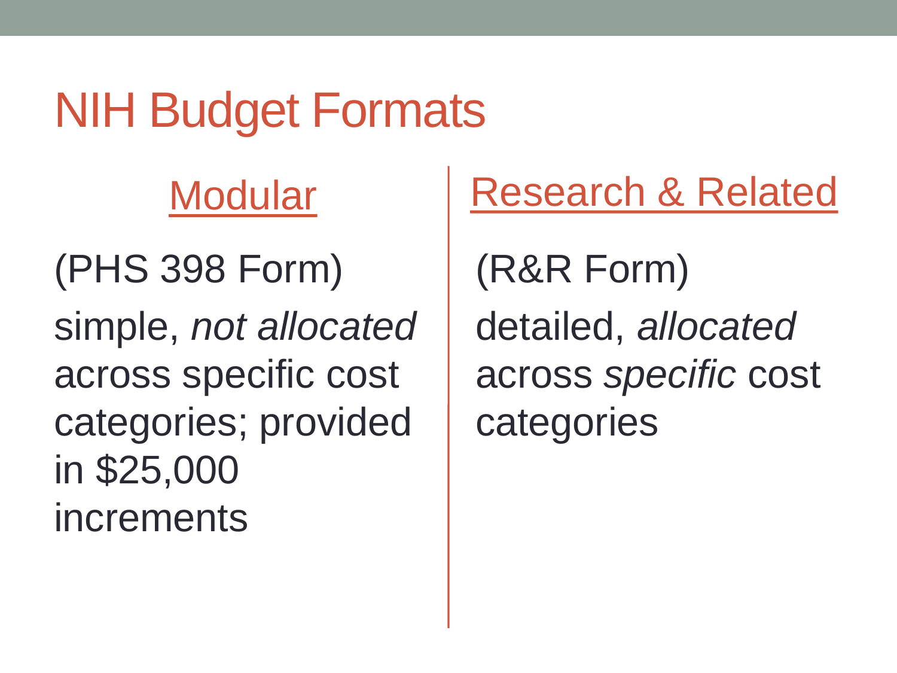# NIH Budget Formats

## Modular

(PHS 398 Form)

simple, *not allocated* across specific cost categories; provided in $25,000 increments

## Research & Related

(R&R Form)

detailed, *allocated* across *specific* cost categories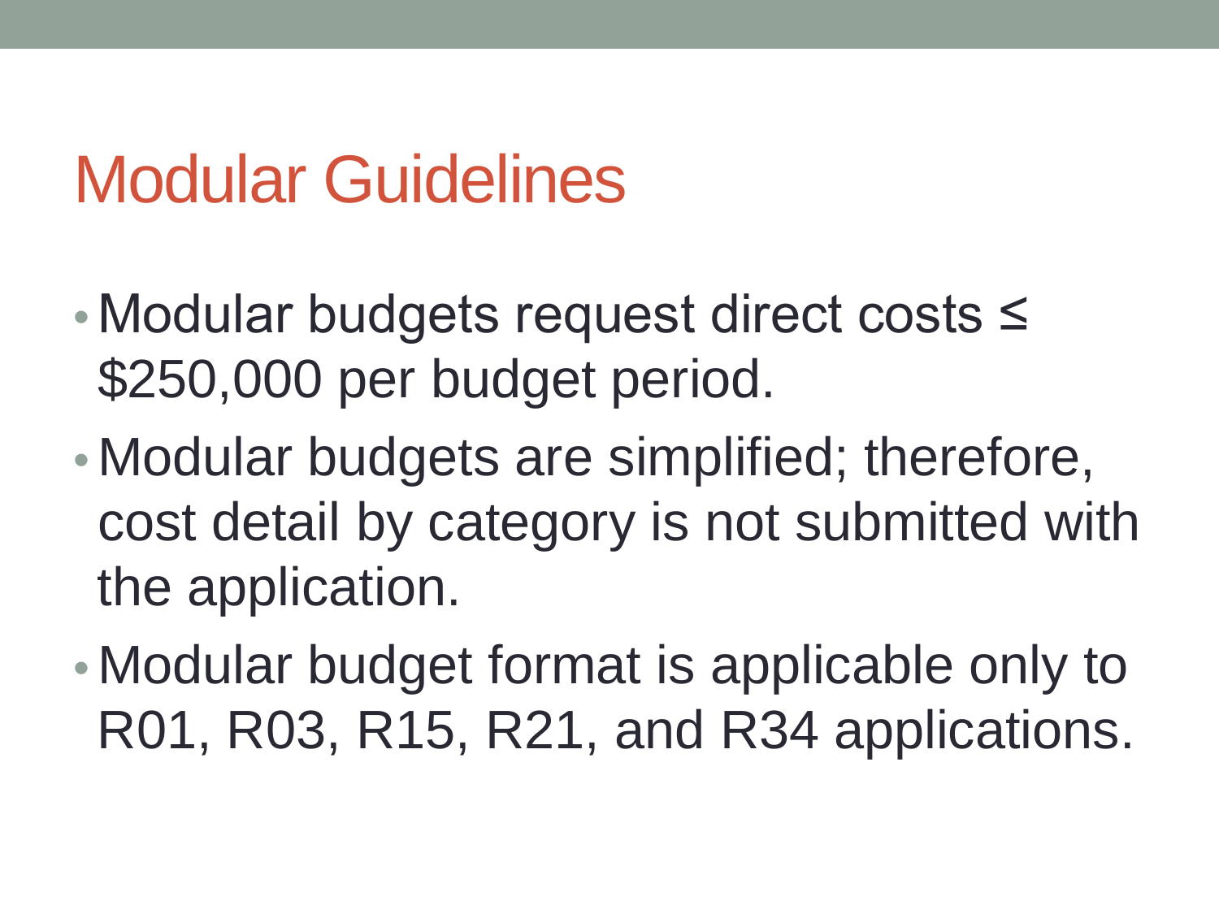# Modular Guidelines

- Modular budgets request direct costs ≤ $250,000 per budget period.
- Modular budgets are simplified; therefore, cost detail by category is not submitted with the application.
- Modular budget format is applicable only to R01, R03, R15, R21, and R34 applications.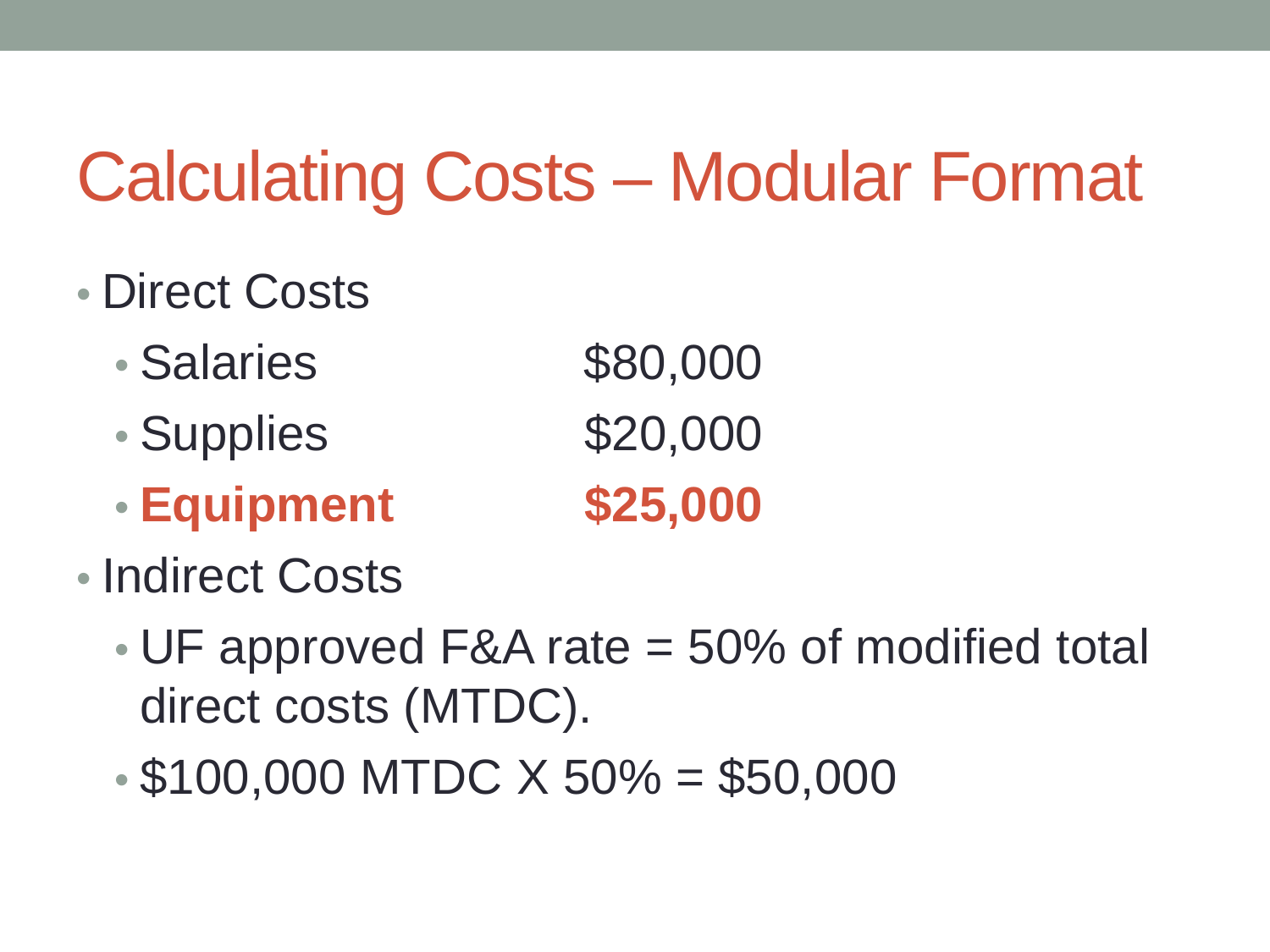# Calculating Costs – Modular Format

- Direct Costs
  - Salaries $80,000
  - Supplies $20,000
  - **Equipment** **$25,000**
- Indirect Costs
  - UF approved F&A rate = 50% of modified total direct costs (MTDC).
  - $100,000 MTDC X 50% = $50,000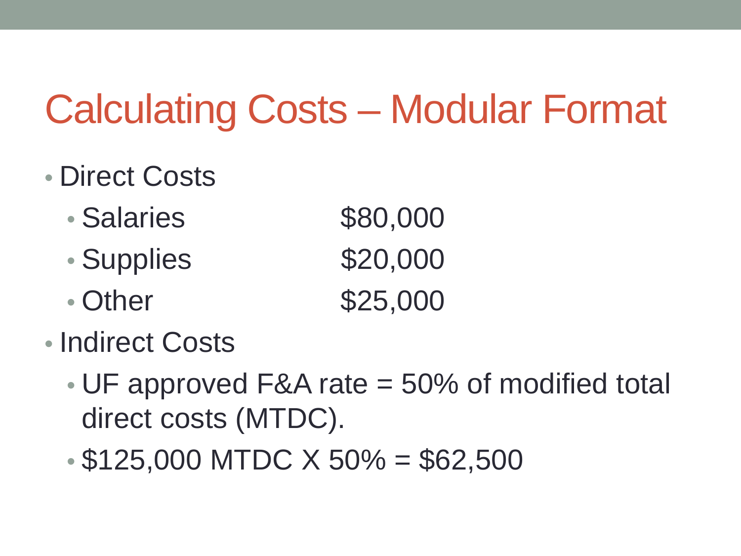# Calculating Costs – Modular Format

- Direct Costs
  - Salaries $80,000
  - Supplies $20,000
  - Other $25,000
- Indirect Costs
  - UF approved F&A rate = 50% of modified total direct costs (MTDC).
  - $125,000 MTDC X 50% = $62,500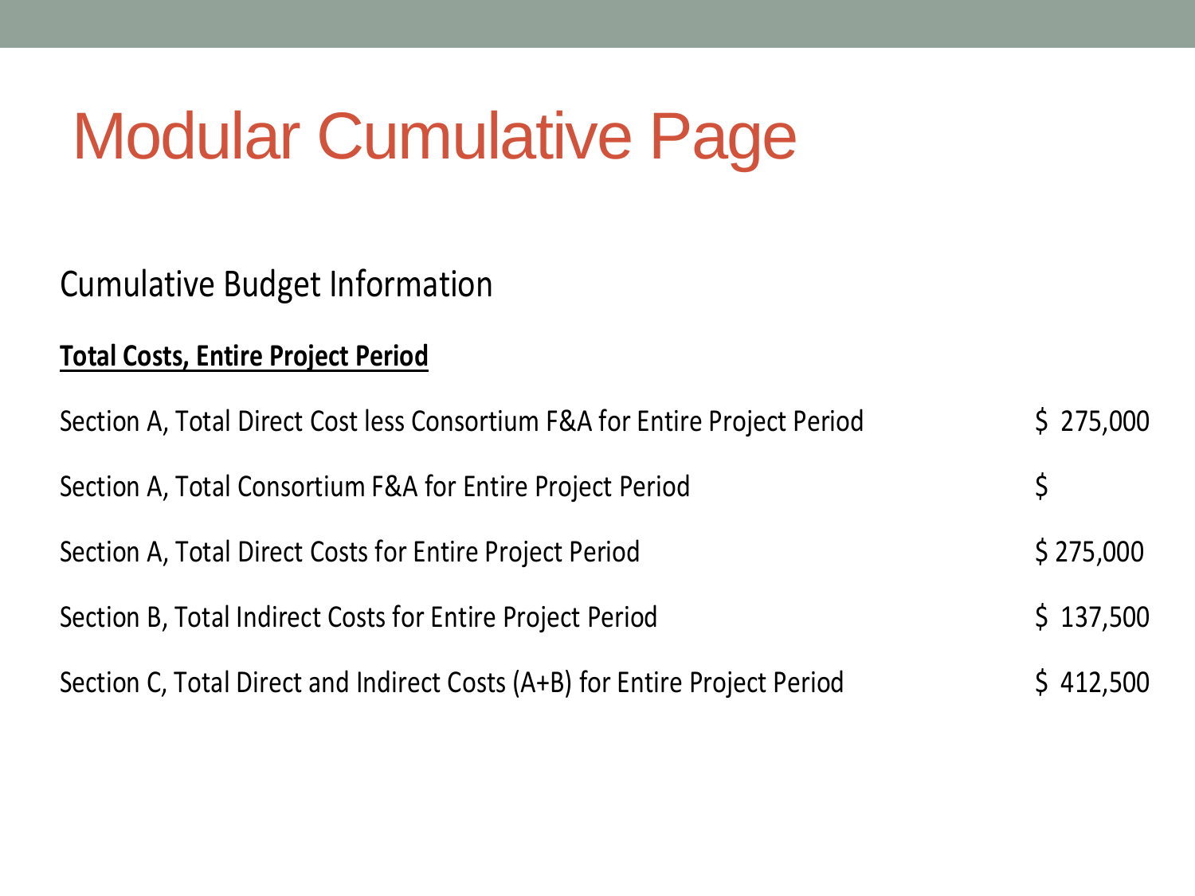# Modular Cumulative Page

Cumulative Budget Information

**Total Costs, Entire Project Period**

| | |
|---|---|
| Section A, Total Direct Cost less Consortium F&A for Entire Project Period | $ 275,000 |
| Section A, Total Consortium F&A for Entire Project Period | $ |
| Section A, Total Direct Costs for Entire Project Period | $ 275,000 |
| Section B, Total Indirect Costs for Entire Project Period | $ 137,500 |
| Section C, Total Direct and Indirect Costs (A+B) for Entire Project Period | $ 412,500 |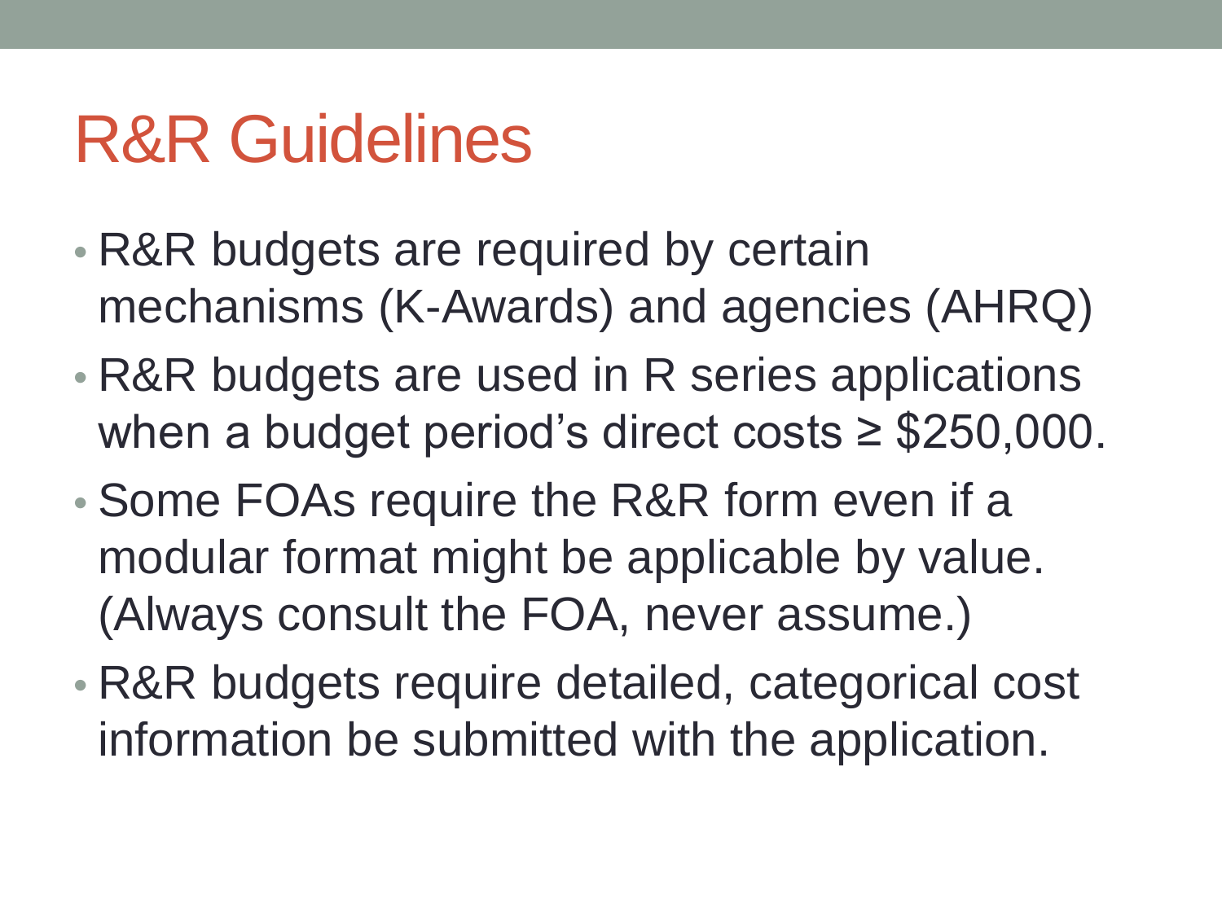# R&R Guidelines

- R&R budgets are required by certain mechanisms (K-Awards) and agencies (AHRQ)
- R&R budgets are used in R series applications when a budget period's direct costs ≥ $250,000.
- Some FOAs require the R&R form even if a modular format might be applicable by value. (Always consult the FOA, never assume.)
- R&R budgets require detailed, categorical cost information be submitted with the application.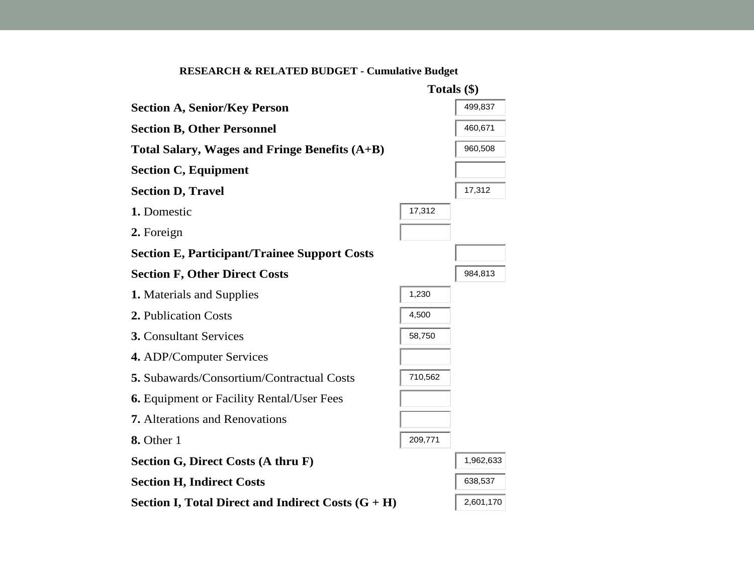**RESEARCH & RELATED BUDGET - Cumulative Budget**

| | | Totals ($) |
|---|---|---|
| **Section A, Senior/Key Person** | | 499,837 |
| **Section B, Other Personnel** | | 460,671 |
| **Total Salary, Wages and Fringe Benefits (A+B)** | | 960,508 |
| **Section C, Equipment** | | |
| **Section D, Travel** | | 17,312 |
| **1.** Domestic | 17,312 | |
| **2.** Foreign | | |
| **Section E, Participant/Trainee Support Costs** | | |
| **Section F, Other Direct Costs** | | 984,813 |
| **1.** Materials and Supplies | 1,230 | |
| **2.** Publication Costs | 4,500 | |
| **3.** Consultant Services | 58,750 | |
| **4.** ADP/Computer Services | | |
| **5.** Subawards/Consortium/Contractual Costs | 710,562 | |
| **6.** Equipment or Facility Rental/User Fees | | |
| **7.** Alterations and Renovations | | |
| **8.** Other 1 | 209,771 | |
| **Section G, Direct Costs (A thru F)** | | 1,962,633 |
| **Section H, Indirect Costs** | | 638,537 |
| **Section I, Total Direct and Indirect Costs (G + H)** | | 2,601,170 |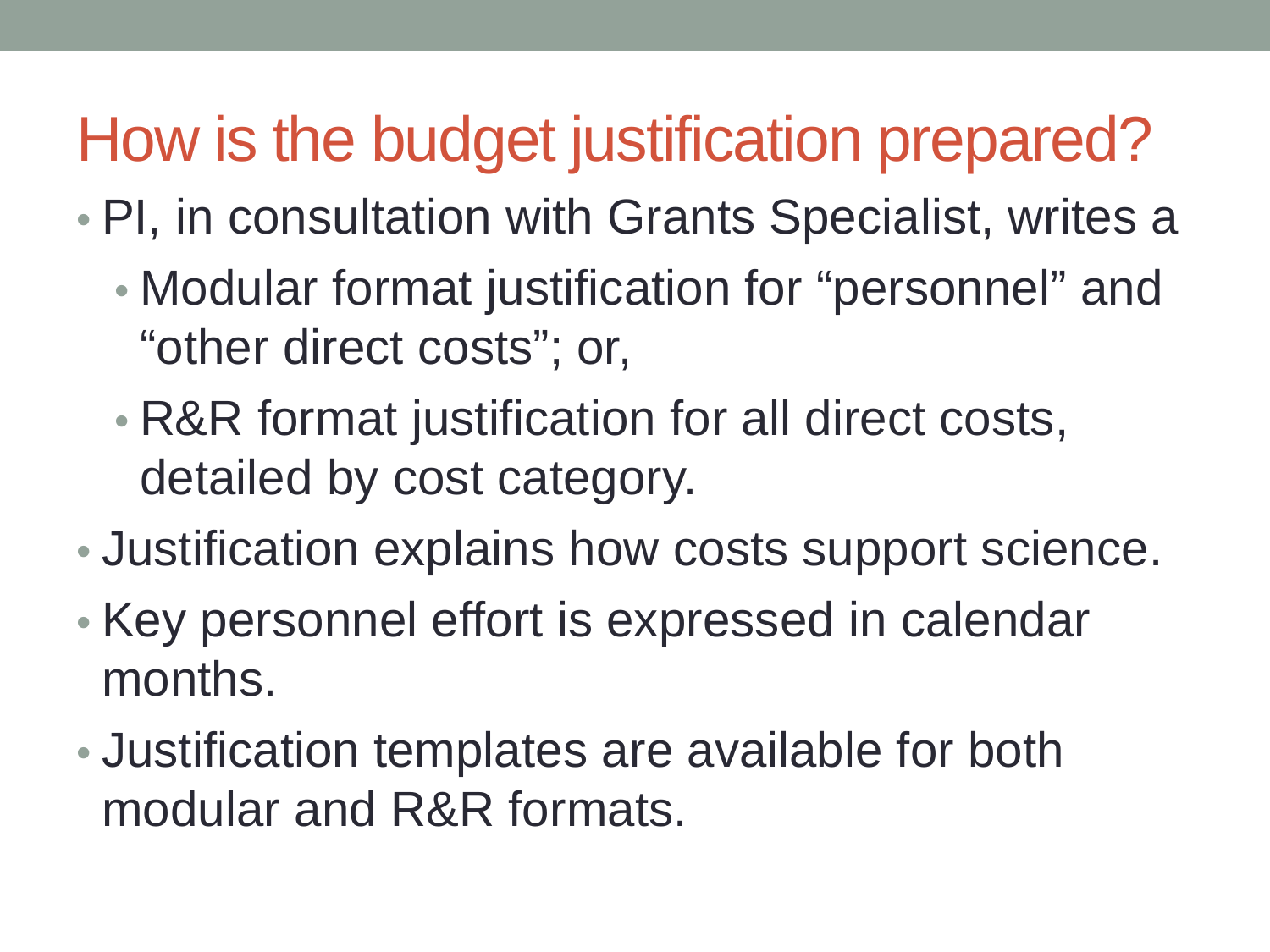# How is the budget justification prepared?

- PI, in consultation with Grants Specialist, writes a
  - Modular format justification for “personnel” and “other direct costs”; or,
  - R&R format justification for all direct costs, detailed by cost category.
- Justification explains how costs support science.
- Key personnel effort is expressed in calendar months.
- Justification templates are available for both modular and R&R formats.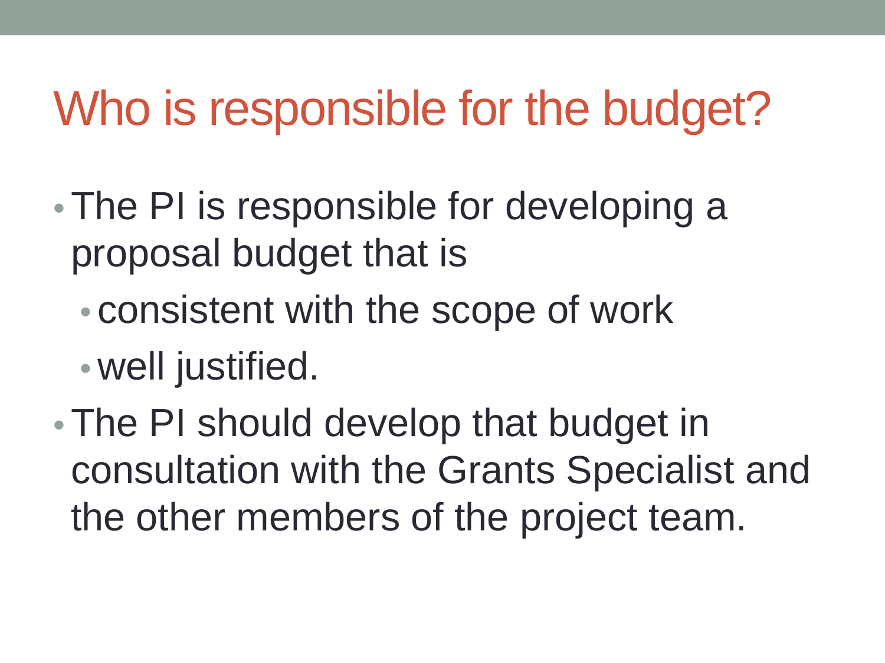# Who is responsible for the budget?

- The PI is responsible for developing a proposal budget that is
  - consistent with the scope of work
  - well justified.
- The PI should develop that budget in consultation with the Grants Specialist and the other members of the project team.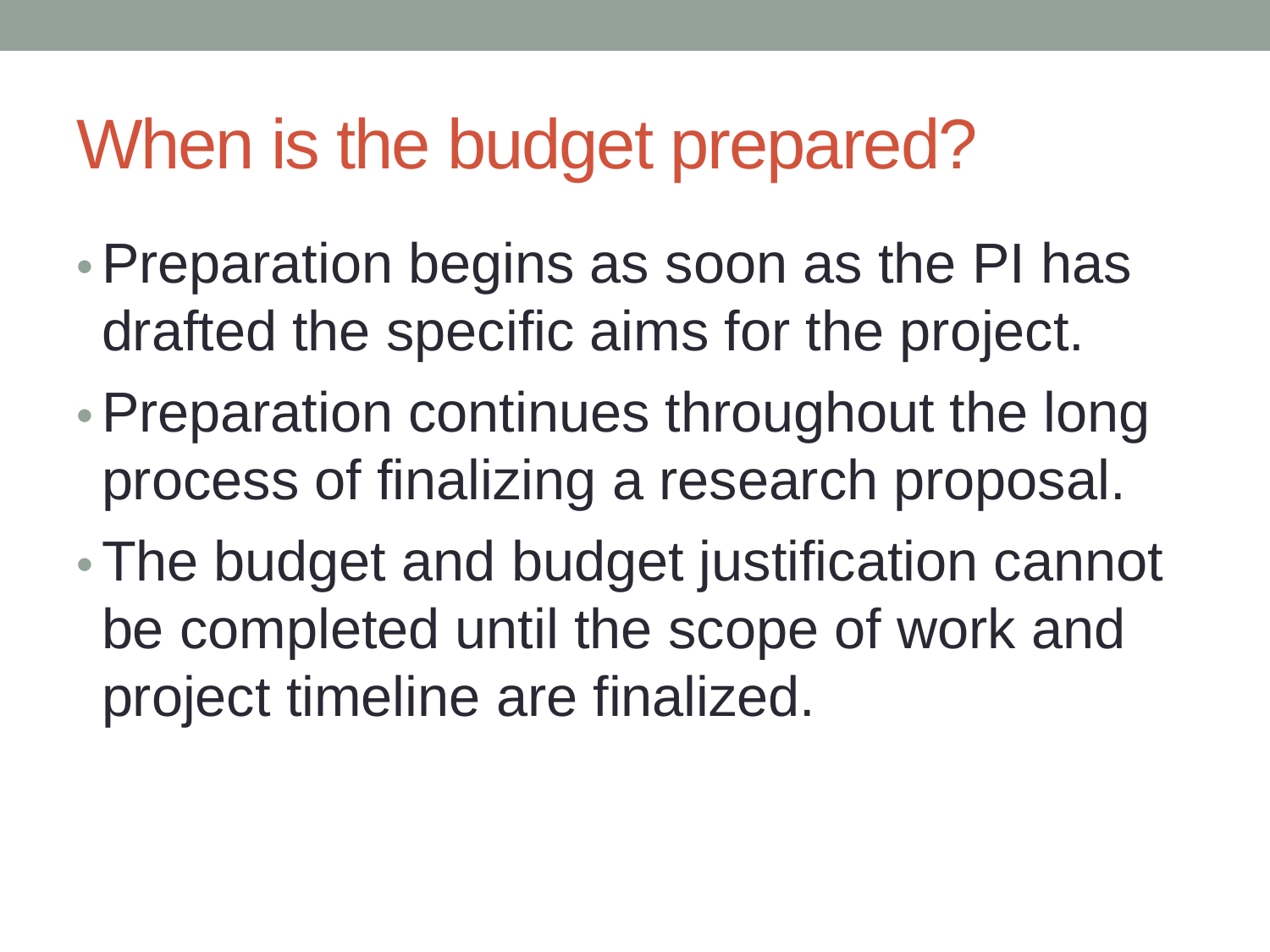# When is the budget prepared?

- Preparation begins as soon as the PI has drafted the specific aims for the project.
- Preparation continues throughout the long process of finalizing a research proposal.
- The budget and budget justification cannot be completed until the scope of work and project timeline are finalized.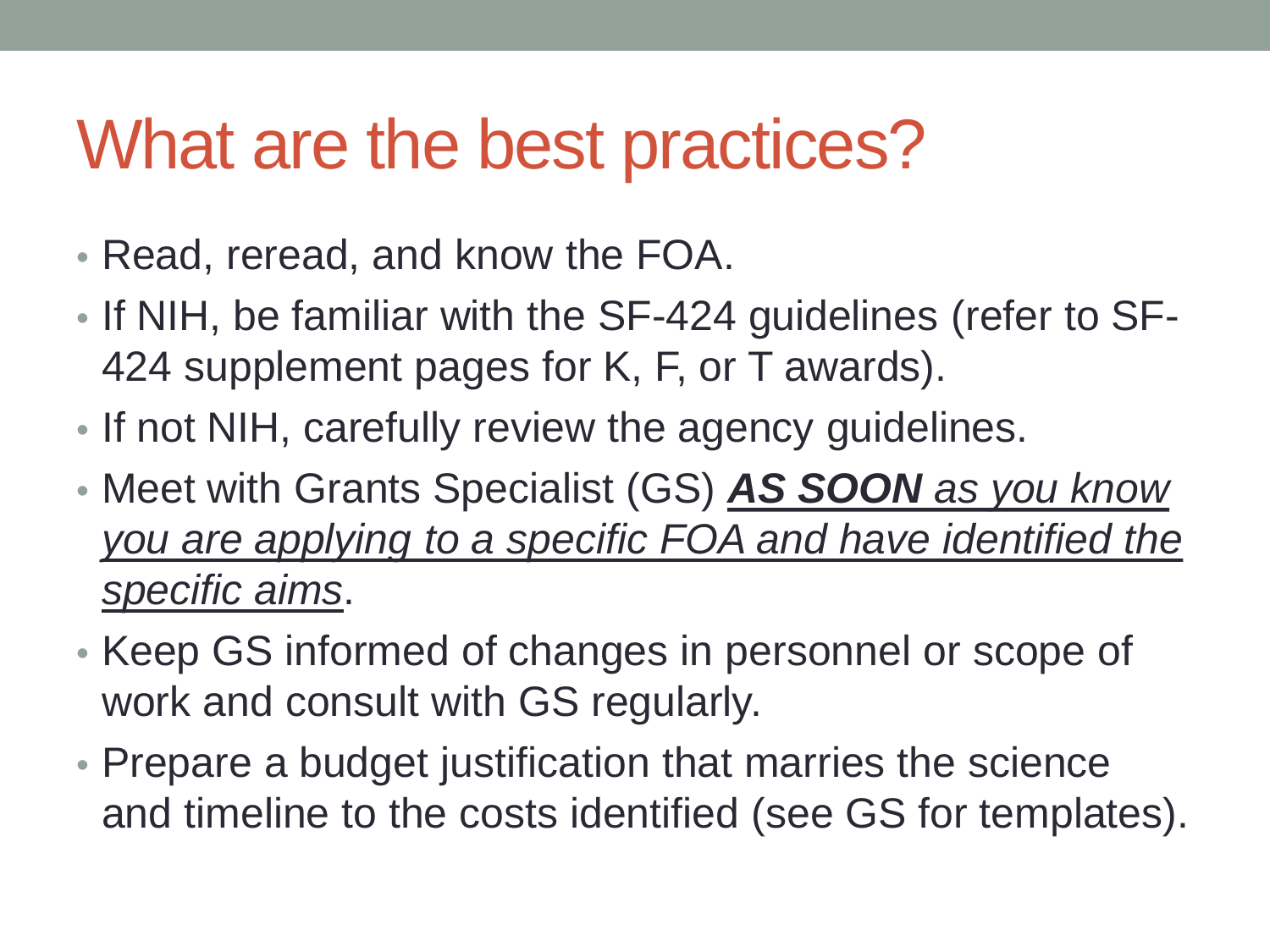# What are the best practices?

- Read, reread, and know the FOA.
- If NIH, be familiar with the SF-424 guidelines (refer to SF-424 supplement pages for K, F, or T awards).
- If not NIH, carefully review the agency guidelines.
- Meet with Grants Specialist (GS) <u>***AS SOON*** *as you know you are applying to a specific FOA and have identified the specific aims*</u>.
- Keep GS informed of changes in personnel or scope of work and consult with GS regularly.
- Prepare a budget justification that marries the science and timeline to the costs identified (see GS for templates).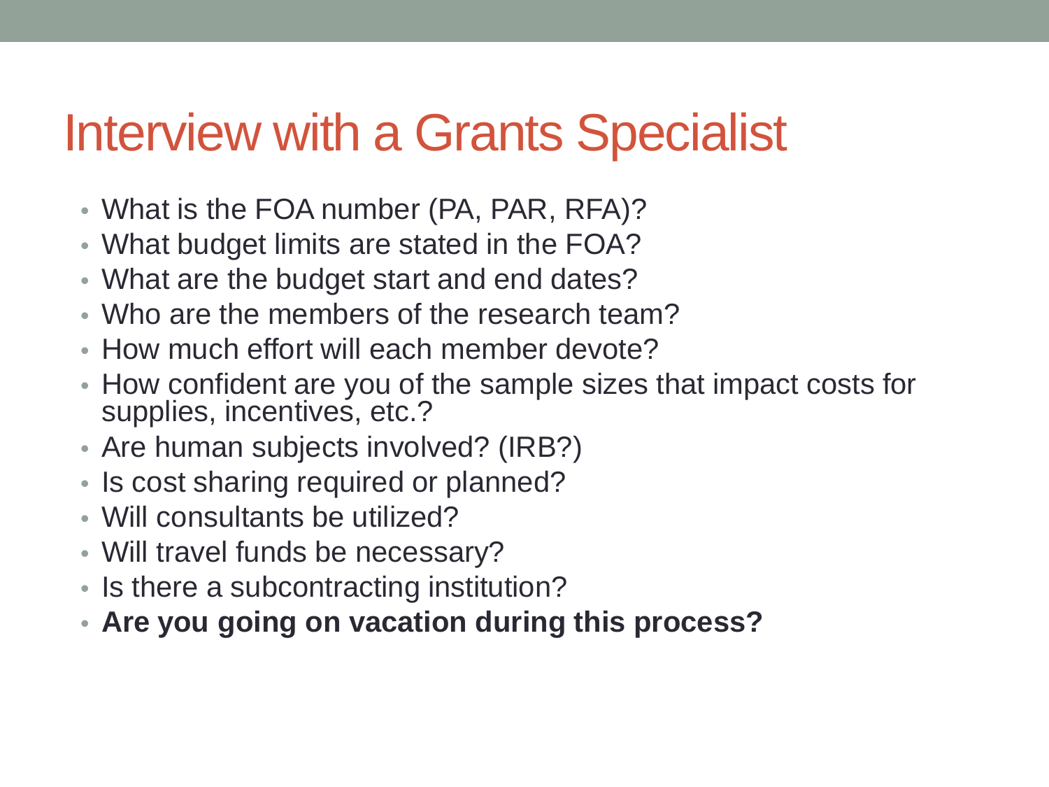# Interview with a Grants Specialist

- What is the FOA number (PA, PAR, RFA)?
- What budget limits are stated in the FOA?
- What are the budget start and end dates?
- Who are the members of the research team?
- How much effort will each member devote?
- How confident are you of the sample sizes that impact costs for supplies, incentives, etc.?
- Are human subjects involved? (IRB?)
- Is cost sharing required or planned?
- Will consultants be utilized?
- Will travel funds be necessary?
- Is there a subcontracting institution?
- **Are you going on vacation during this process?**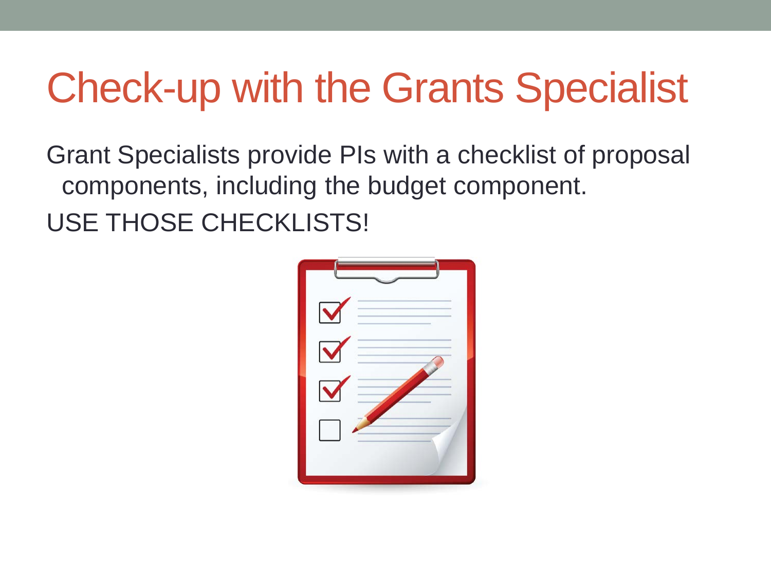# Check-up with the Grants Specialist

Grant Specialists provide PIs with a checklist of proposal components, including the budget component.

USE THOSE CHECKLISTS!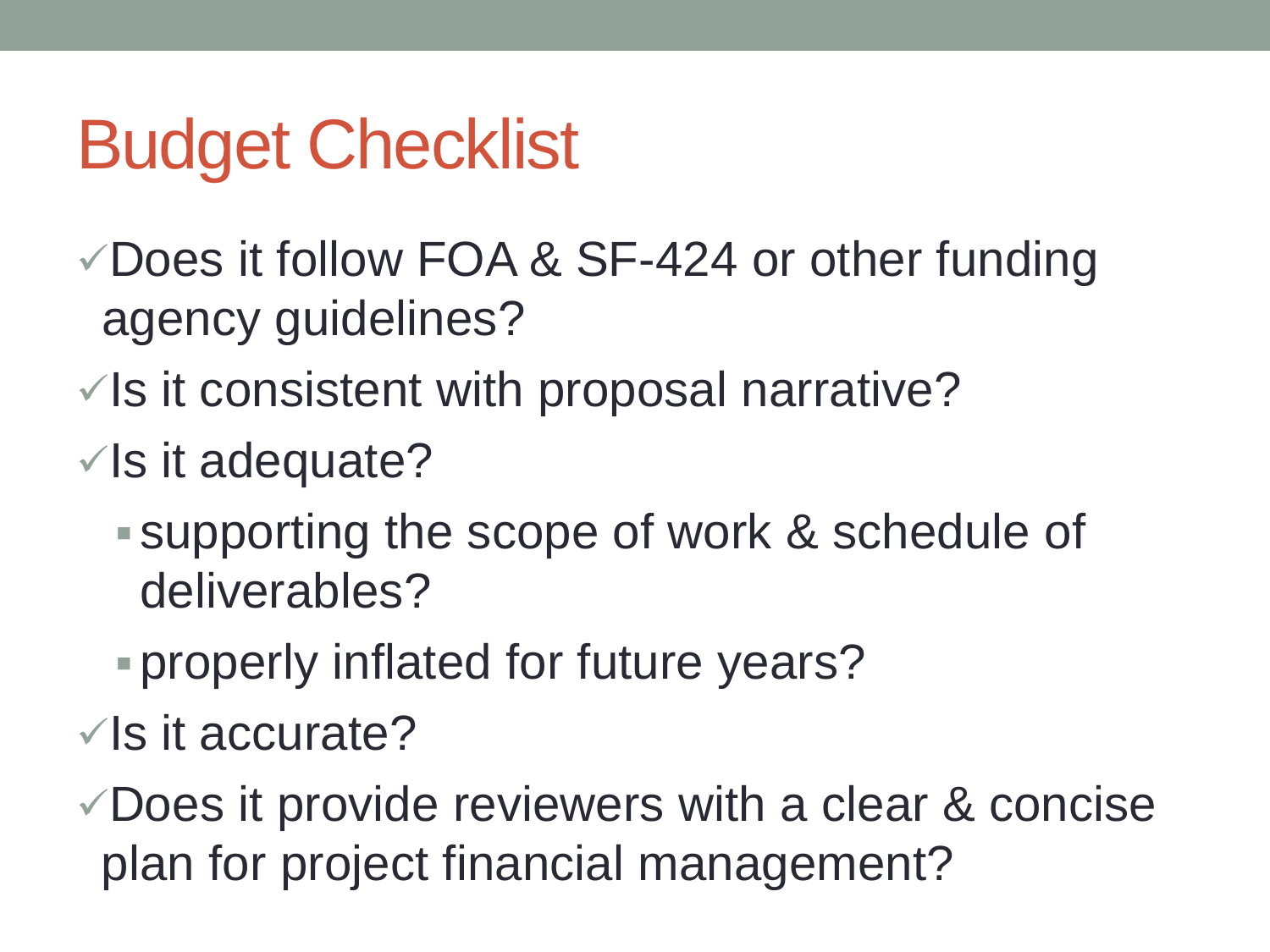# Budget Checklist

- ✓Does it follow FOA & SF-424 or other funding agency guidelines?
- ✓Is it consistent with proposal narrative?
- ✓Is it adequate?
  - supporting the scope of work & schedule of deliverables?
  - properly inflated for future years?
- ✓Is it accurate?
- ✓Does it provide reviewers with a clear & concise plan for project financial management?